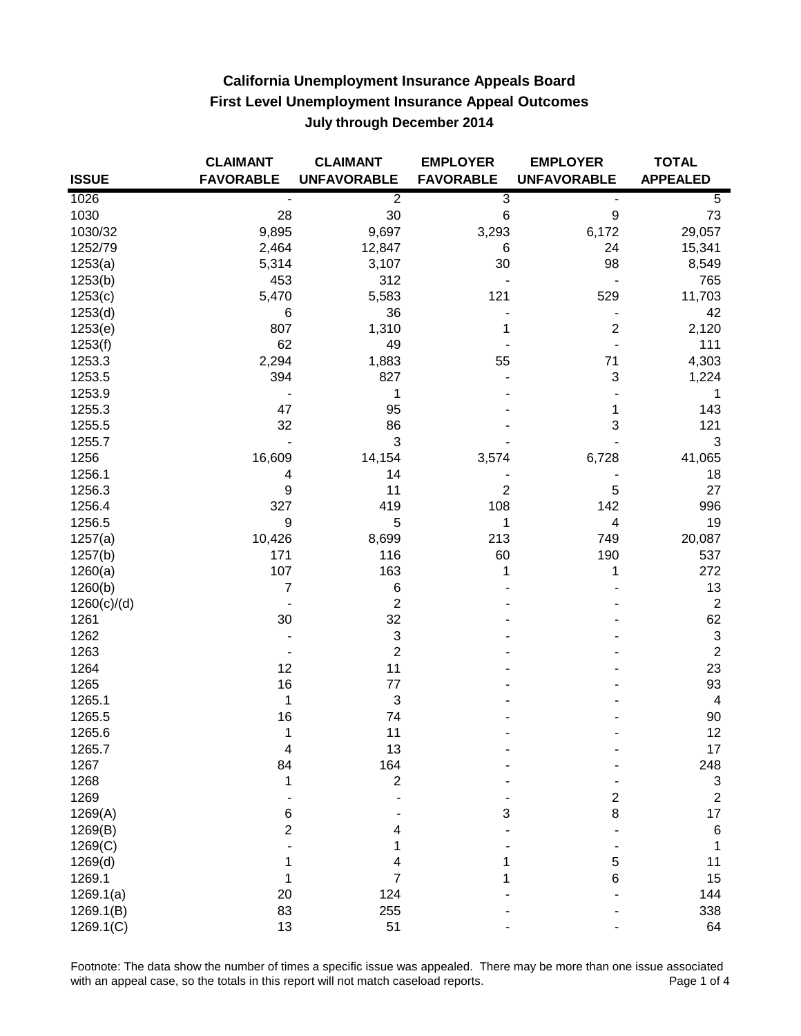# California Unemployment Insurance Appeals Board
## First Level Unemployment Insurance Appeal Outcomes
### July through December 2014

| ISSUE | CLAIMANT FAVORABLE | CLAIMANT UNFAVORABLE | EMPLOYER FAVORABLE | EMPLOYER UNFAVORABLE | TOTAL APPEALED |
|---|---|---|---|---|---|
| 1026 | - | 2 | 3 | - | 5 |
| 1030 | 28 | 30 | 6 | 9 | 73 |
| 1030/32 | 9,895 | 9,697 | 3,293 | 6,172 | 29,057 |
| 1252/79 | 2,464 | 12,847 | 6 | 24 | 15,341 |
| 1253(a) | 5,314 | 3,107 | 30 | 98 | 8,549 |
| 1253(b) | 453 | 312 | - | - | 765 |
| 1253(c) | 5,470 | 5,583 | 121 | 529 | 11,703 |
| 1253(d) | 6 | 36 | - | - | 42 |
| 1253(e) | 807 | 1,310 | 1 | 2 | 2,120 |
| 1253(f) | 62 | 49 | - | - | 111 |
| 1253.3 | 2,294 | 1,883 | 55 | 71 | 4,303 |
| 1253.5 | 394 | 827 | - | 3 | 1,224 |
| 1253.9 | - | 1 | - | - | 1 |
| 1255.3 | 47 | 95 | - | 1 | 143 |
| 1255.5 | 32 | 86 | - | 3 | 121 |
| 1255.7 | - | 3 | - | - | 3 |
| 1256 | 16,609 | 14,154 | 3,574 | 6,728 | 41,065 |
| 1256.1 | 4 | 14 | - | - | 18 |
| 1256.3 | 9 | 11 | 2 | 5 | 27 |
| 1256.4 | 327 | 419 | 108 | 142 | 996 |
| 1256.5 | 9 | 5 | 1 | 4 | 19 |
| 1257(a) | 10,426 | 8,699 | 213 | 749 | 20,087 |
| 1257(b) | 171 | 116 | 60 | 190 | 537 |
| 1260(a) | 107 | 163 | 1 | 1 | 272 |
| 1260(b) | 7 | 6 | - | - | 13 |
| 1260(c)/(d) | - | 2 | - | - | 2 |
| 1261 | 30 | 32 | - | - | 62 |
| 1262 | - | 3 | - | - | 3 |
| 1263 | - | 2 | - | - | 2 |
| 1264 | 12 | 11 | - | - | 23 |
| 1265 | 16 | 77 | - | - | 93 |
| 1265.1 | 1 | 3 | - | - | 4 |
| 1265.5 | 16 | 74 | - | - | 90 |
| 1265.6 | 1 | 11 | - | - | 12 |
| 1265.7 | 4 | 13 | - | - | 17 |
| 1267 | 84 | 164 | - | - | 248 |
| 1268 | 1 | 2 | - | - | 3 |
| 1269 | - | - | - | 2 | 2 |
| 1269(A) | 6 | - | 3 | 8 | 17 |
| 1269(B) | 2 | 4 | - | - | 6 |
| 1269(C) | - | 1 | - | - | 1 |
| 1269(d) | 1 | 4 | 1 | 5 | 11 |
| 1269.1 | 1 | 7 | 1 | 6 | 15 |
| 1269.1(a) | 20 | 124 | - | - | 144 |
| 1269.1(B) | 83 | 255 | - | - | 338 |
| 1269.1(C) | 13 | 51 | - | - | 64 |

Footnote: The data show the number of times a specific issue was appealed. There may be more than one issue associated with an appeal case, so the totals in this report will not match caseload reports.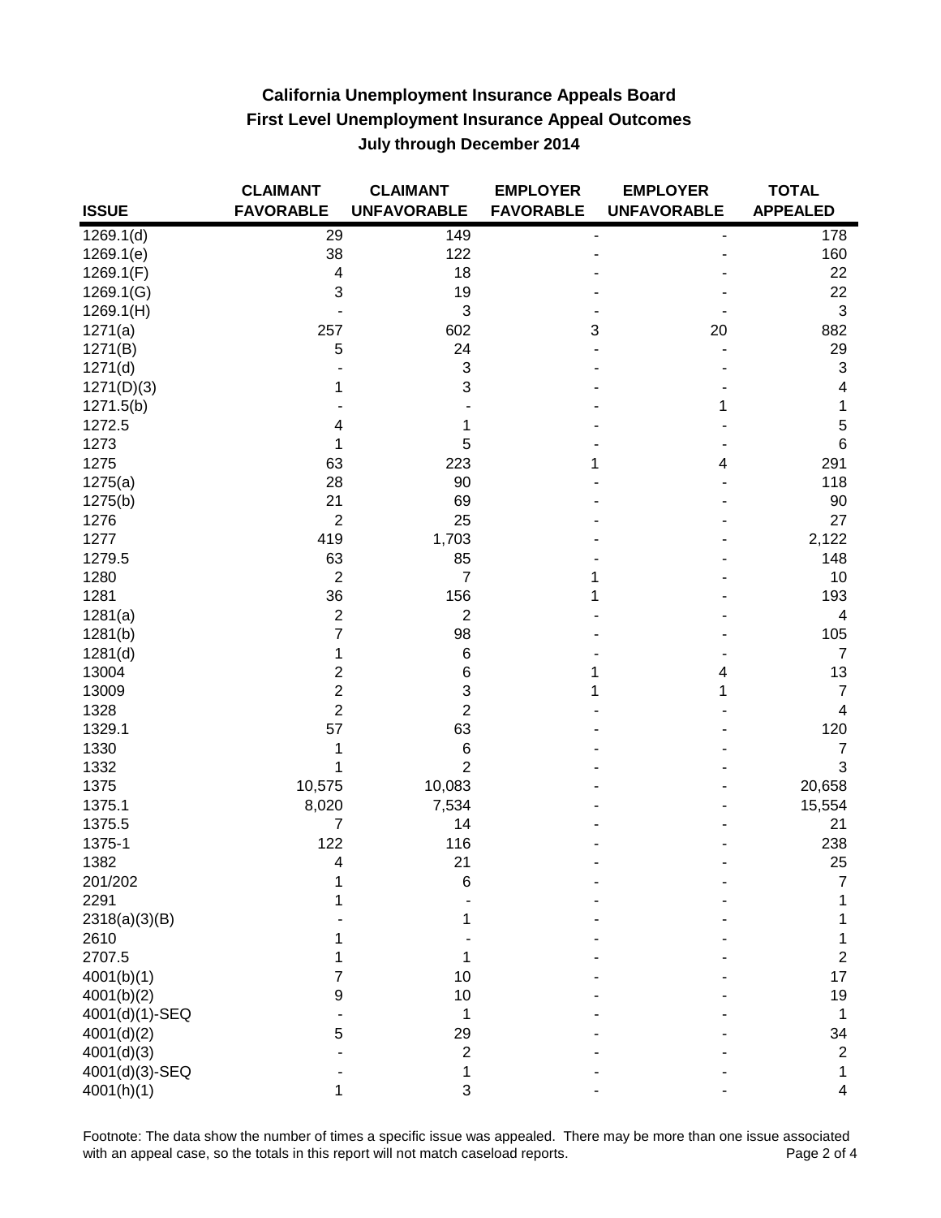# California Unemployment Insurance Appeals Board
## First Level Unemployment Insurance Appeal Outcomes
### July through December 2014

| ISSUE | CLAIMANT FAVORABLE | CLAIMANT UNFAVORABLE | EMPLOYER FAVORABLE | EMPLOYER UNFAVORABLE | TOTAL APPEALED |
|---|---|---|---|---|---|
| 1269.1(d) | 29 | 149 | - | - | 178 |
| 1269.1(e) | 38 | 122 | - | - | 160 |
| 1269.1(F) | 4 | 18 | - | - | 22 |
| 1269.1(G) | 3 | 19 | - | - | 22 |
| 1269.1(H) | - | 3 | - | - | 3 |
| 1271(a) | 257 | 602 | 3 | 20 | 882 |
| 1271(B) | 5 | 24 | - | - | 29 |
| 1271(d) | - | 3 | - | - | 3 |
| 1271(D)(3) | 1 | 3 | - | - | 4 |
| 1271.5(b) | - | - | - | 1 | 1 |
| 1272.5 | 4 | 1 | - | - | 5 |
| 1273 | 1 | 5 | - | - | 6 |
| 1275 | 63 | 223 | 1 | 4 | 291 |
| 1275(a) | 28 | 90 | - | - | 118 |
| 1275(b) | 21 | 69 | - | - | 90 |
| 1276 | 2 | 25 | - | - | 27 |
| 1277 | 419 | 1,703 | - | - | 2,122 |
| 1279.5 | 63 | 85 | - | - | 148 |
| 1280 | 2 | 7 | 1 | - | 10 |
| 1281 | 36 | 156 | 1 | - | 193 |
| 1281(a) | 2 | 2 | - | - | 4 |
| 1281(b) | 7 | 98 | - | - | 105 |
| 1281(d) | 1 | 6 | - | - | 7 |
| 13004 | 2 | 6 | 1 | 4 | 13 |
| 13009 | 2 | 3 | 1 | 1 | 7 |
| 1328 | 2 | 2 | - | - | 4 |
| 1329.1 | 57 | 63 | - | - | 120 |
| 1330 | 1 | 6 | - | - | 7 |
| 1332 | 1 | 2 | - | - | 3 |
| 1375 | 10,575 | 10,083 | - | - | 20,658 |
| 1375.1 | 8,020 | 7,534 | - | - | 15,554 |
| 1375.5 | 7 | 14 | - | - | 21 |
| 1375-1 | 122 | 116 | - | - | 238 |
| 1382 | 4 | 21 | - | - | 25 |
| 201/202 | 1 | 6 | - | - | 7 |
| 2291 | 1 | - | - | - | 1 |
| 2318(a)(3)(B) | - | 1 | - | - | 1 |
| 2610 | 1 | - | - | - | 1 |
| 2707.5 | 1 | 1 | - | - | 2 |
| 4001(b)(1) | 7 | 10 | - | - | 17 |
| 4001(b)(2) | 9 | 10 | - | - | 19 |
| 4001(d)(1)-SEQ | - | 1 | - | - | 1 |
| 4001(d)(2) | 5 | 29 | - | - | 34 |
| 4001(d)(3) | - | 2 | - | - | 2 |
| 4001(d)(3)-SEQ | - | 1 | - | - | 1 |
| 4001(h)(1) | 1 | 3 | - | - | 4 |

Footnote: The data show the number of times a specific issue was appealed. There may be more than one issue associated with an appeal case, so the totals in this report will not match caseload reports.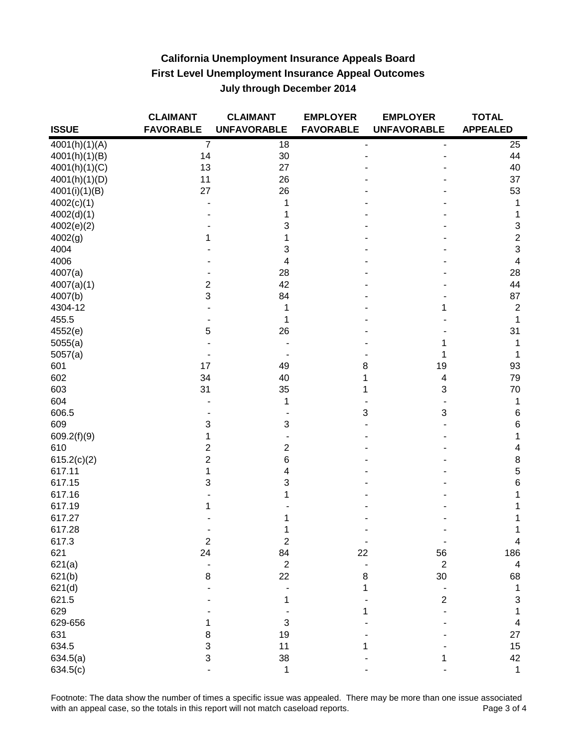## California Unemployment Insurance Appeals Board
## First Level Unemployment Insurance Appeal Outcomes
## July through December 2014

| ISSUE | CLAIMANT FAVORABLE | CLAIMANT UNFAVORABLE | EMPLOYER FAVORABLE | EMPLOYER UNFAVORABLE | TOTAL APPEALED |
|---|---|---|---|---|---|
| 4001(h)(1)(A) | 7 | 18 | - | - | 25 |
| 4001(h)(1)(B) | 14 | 30 | - | - | 44 |
| 4001(h)(1)(C) | 13 | 27 | - | - | 40 |
| 4001(h)(1)(D) | 11 | 26 | - | - | 37 |
| 4001(i)(1)(B) | 27 | 26 | - | - | 53 |
| 4002(c)(1) | - | 1 | - | - | 1 |
| 4002(d)(1) | - | 1 | - | - | 1 |
| 4002(e)(2) | - | 3 | - | - | 3 |
| 4002(g) | 1 | 1 | - | - | 2 |
| 4004 | - | 3 | - | - | 3 |
| 4006 | - | 4 | - | - | 4 |
| 4007(a) | - | 28 | - | - | 28 |
| 4007(a)(1) | 2 | 42 | - | - | 44 |
| 4007(b) | 3 | 84 | - | - | 87 |
| 4304-12 | - | 1 | - | 1 | 2 |
| 455.5 | - | 1 | - | - | 1 |
| 4552(e) | 5 | 26 | - | - | 31 |
| 5055(a) | - | - | - | 1 | 1 |
| 5057(a) | - | - | - | 1 | 1 |
| 601 | 17 | 49 | 8 | 19 | 93 |
| 602 | 34 | 40 | 1 | 4 | 79 |
| 603 | 31 | 35 | 1 | 3 | 70 |
| 604 | - | 1 | - | - | 1 |
| 606.5 | - | - | 3 | 3 | 6 |
| 609 | 3 | 3 | - | - | 6 |
| 609.2(f)(9) | 1 | - | - | - | 1 |
| 610 | 2 | 2 | - | - | 4 |
| 615.2(c)(2) | 2 | 6 | - | - | 8 |
| 617.11 | 1 | 4 | - | - | 5 |
| 617.15 | 3 | 3 | - | - | 6 |
| 617.16 | - | 1 | - | - | 1 |
| 617.19 | 1 | - | - | - | 1 |
| 617.27 | - | 1 | - | - | 1 |
| 617.28 | - | 1 | - | - | 1 |
| 617.3 | 2 | 2 | - | - | 4 |
| 621 | 24 | 84 | 22 | 56 | 186 |
| 621(a) | - | 2 | - | 2 | 4 |
| 621(b) | 8 | 22 | 8 | 30 | 68 |
| 621(d) | - | - | 1 | - | 1 |
| 621.5 | - | 1 | - | 2 | 3 |
| 629 | - | - | 1 | - | 1 |
| 629-656 | 1 | 3 | - | - | 4 |
| 631 | 8 | 19 | - | - | 27 |
| 634.5 | 3 | 11 | 1 | - | 15 |
| 634.5(a) | 3 | 38 | - | 1 | 42 |
| 634.5(c) | - | 1 | - | - | 1 |

Footnote: The data show the number of times a specific issue was appealed. There may be more than one issue associated with an appeal case, so the totals in this report will not match caseload reports.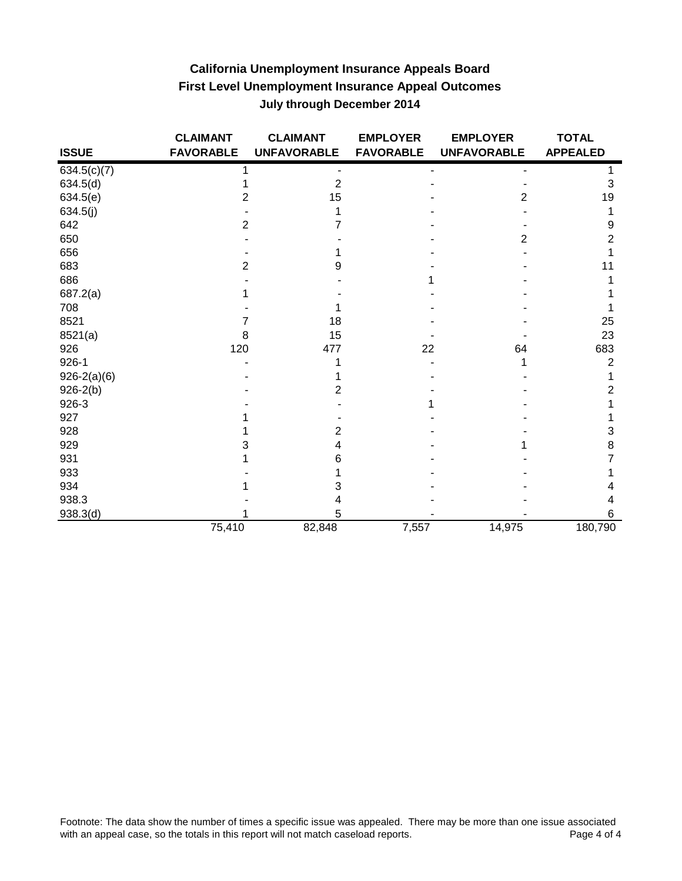# California Unemployment Insurance Appeals Board
## First Level Unemployment Insurance Appeal Outcomes
### July through December 2014

| ISSUE | CLAIMANT FAVORABLE | CLAIMANT UNFAVORABLE | EMPLOYER FAVORABLE | EMPLOYER UNFAVORABLE | TOTAL APPEALED |
|---|---|---|---|---|---|
| 634.5(c)(7) | 1 | - | - | - | 1 |
| 634.5(d) | 1 | 2 | - | - | 3 |
| 634.5(e) | 2 | 15 | - | 2 | 19 |
| 634.5(j) | - | 1 | - | - | 1 |
| 642 | 2 | 7 | - | - | 9 |
| 650 | - | - | - | 2 | 2 |
| 656 | - | 1 | - | - | 1 |
| 683 | 2 | 9 | - | - | 11 |
| 686 | - | - | 1 | - | 1 |
| 687.2(a) | 1 | - | - | - | 1 |
| 708 | - | 1 | - | - | 1 |
| 8521 | 7 | 18 | - | - | 25 |
| 8521(a) | 8 | 15 | - | - | 23 |
| 926 | 120 | 477 | 22 | 64 | 683 |
| 926-1 | - | 1 | - | 1 | 2 |
| 926-2(a)(6) | - | 1 | - | - | 1 |
| 926-2(b) | - | 2 | - | - | 2 |
| 926-3 | - | - | 1 | - | 1 |
| 927 | 1 | - | - | - | 1 |
| 928 | 1 | 2 | - | - | 3 |
| 929 | 3 | 4 | - | 1 | 8 |
| 931 | 1 | 6 | - | - | 7 |
| 933 | - | 1 | - | - | 1 |
| 934 | 1 | 3 | - | - | 4 |
| 938.3 | - | 4 | - | - | 4 |
| 938.3(d) | 1 | 5 | - | - | 6 |
| | 75,410 | 82,848 | 7,557 | 14,975 | 180,790 |

Footnote: The data show the number of times a specific issue was appealed. There may be more than one issue associated with an appeal case, so the totals in this report will not match caseload reports.